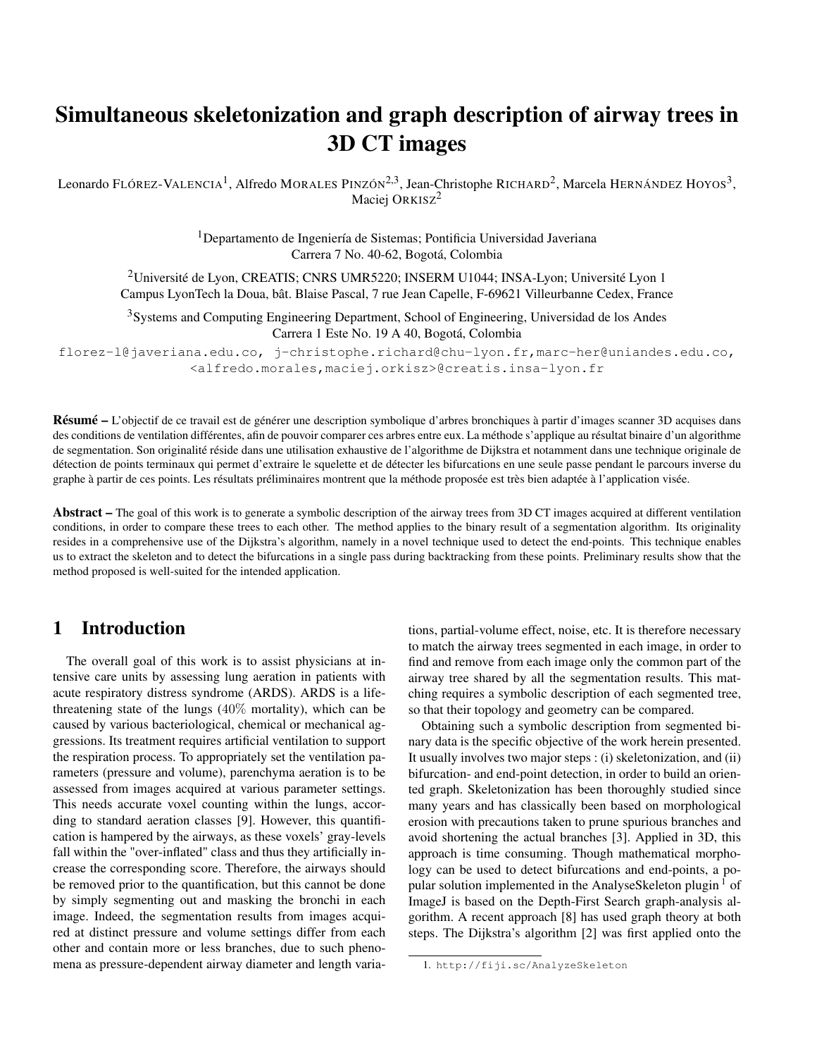# Simultaneous skeletonization and graph description of airway trees in 3D CT images

Leonardo FLÓREZ-VALENCIA[1], Alfredo MORALES PINZÓN[2,3], Jean-Christophe RICHARD[2], Marcela HERNÁNDEZ HOYOS[3], Maciej ORKISZ[2]

[1]Departamento de Ingeniería de Sistemas; Pontificia Universidad Javeriana
Carrera 7 No. 40-62, Bogotá, Colombia

[2]Université de Lyon, CREATIS; CNRS UMR5220; INSERM U1044; INSA-Lyon; Université Lyon 1
Campus LyonTech la Doua, bât. Blaise Pascal, 7 rue Jean Capelle, F-69621 Villeurbanne Cedex, France

[3]Systems and Computing Engineering Department, School of Engineering, Universidad de los Andes
Carrera 1 Este No. 19 A 40, Bogotá, Colombia

florez-l@javeriana.edu.co, j-christophe.richard@chu-lyon.fr, marc-her@uniandes.edu.co, <alfredo.morales,maciej.orkisz>@creatis.insa-lyon.fr

**Résumé –** L'objectif de ce travail est de générer une description symbolique d'arbres bronchiques à partir d'images scanner 3D acquises dans des conditions de ventilation différentes, afin de pouvoir comparer ces arbres entre eux. La méthode s'applique au résultat binaire d'un algorithme de segmentation. Son originalité réside dans une utilisation exhaustive de l'algorithme de Dijkstra et notamment dans une technique originale de détection de points terminaux qui permet d'extraire le squelette et de détecter les bifurcations en une seule passe pendant le parcours inverse du graphe à partir de ces points. Les résultats préliminaires montrent que la méthode proposée est très bien adaptée à l'application visée.

**Abstract –** The goal of this work is to generate a symbolic description of the airway trees from 3D CT images acquired at different ventilation conditions, in order to compare these trees to each other. The method applies to the binary result of a segmentation algorithm. Its originality resides in a comprehensive use of the Dijkstra's algorithm, namely in a novel technique used to detect the end-points. This technique enables us to extract the skeleton and to detect the bifurcations in a single pass during backtracking from these points. Preliminary results show that the method proposed is well-suited for the intended application.

## 1 Introduction

The overall goal of this work is to assist physicians at intensive care units by assessing lung aeration in patients with acute respiratory distress syndrome (ARDS). ARDS is a life-threatening state of the lungs ($40\%$ mortality), which can be caused by various bacteriological, chemical or mechanical aggressions. Its treatment requires artificial ventilation to support the respiration process. To appropriately set the ventilation parameters (pressure and volume), parenchyma aeration is to be assessed from images acquired at various parameter settings. This needs accurate voxel counting within the lungs, according to standard aeration classes [9]. However, this quantification is hampered by the airways, as these voxels' gray-levels fall within the "over-inflated" class and thus they artificially increase the corresponding score. Therefore, the airways should be removed prior to the quantification, but this cannot be done by simply segmenting out and masking the bronchi in each image. Indeed, the segmentation results from images acquired at distinct pressure and volume settings differ from each other and contain more or less branches, due to such phenomena as pressure-dependent airway diameter and length variations, partial-volume effect, noise, etc. It is therefore necessary to match the airway trees segmented in each image, in order to find and remove from each image only the common part of the airway tree shared by all the segmentation results. This matching requires a symbolic description of each segmented tree, so that their topology and geometry can be compared.

Obtaining such a symbolic description from segmented binary data is the specific objective of the work herein presented. It usually involves two major steps : (i) skeletonization, and (ii) bifurcation- and end-point detection, in order to build an oriented graph. Skeletonization has been thoroughly studied since many years and has classically been based on morphological erosion with precautions taken to prune spurious branches and avoid shortening the actual branches [3]. Applied in 3D, this approach is time consuming. Though mathematical morphology can be used to detect bifurcations and end-points, a popular solution implemented in the AnalyseSkeleton plugin [1] of ImageJ is based on the Depth-First Search graph-analysis algorithm. A recent approach [8] has used graph theory at both steps. The Dijkstra's algorithm [2] was first applied onto the

1. http://fiji.sc/AnalyzeSkeleton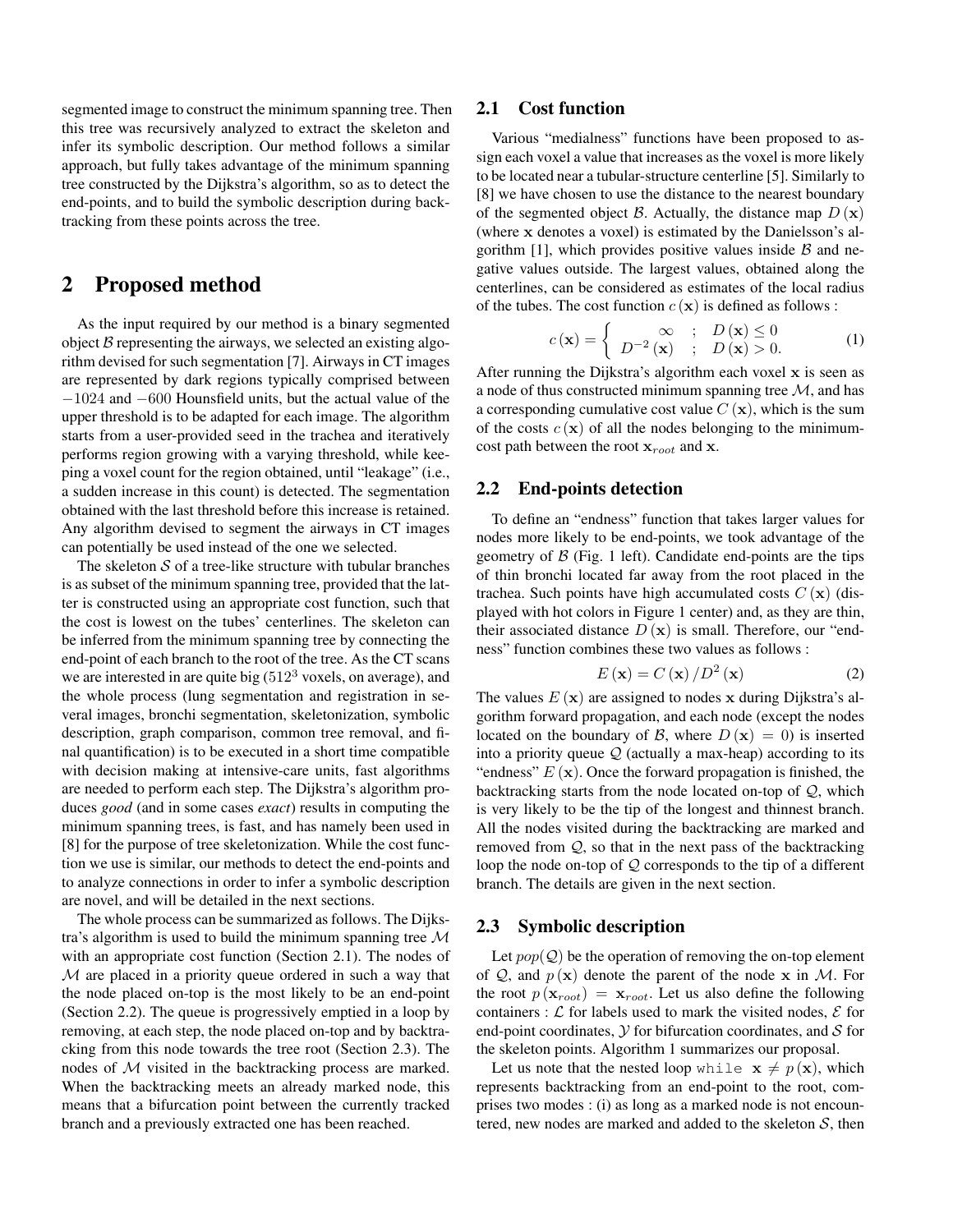segmented image to construct the minimum spanning tree. Then this tree was recursively analyzed to extract the skeleton and infer its symbolic description. Our method follows a similar approach, but fully takes advantage of the minimum spanning tree constructed by the Dijkstra's algorithm, so as to detect the end-points, and to build the symbolic description during backtracking from these points across the tree.

## 2 Proposed method

As the input required by our method is a binary segmented object $\mathcal{B}$ representing the airways, we selected an existing algorithm devised for such segmentation [7]. Airways in CT images are represented by dark regions typically comprised between $-1024$ and $-600$ Hounsfield units, but the actual value of the upper threshold is to be adapted for each image. The algorithm starts from a user-provided seed in the trachea and iteratively performs region growing with a varying threshold, while keeping a voxel count for the region obtained, until "leakage" (i.e., a sudden increase in this count) is detected. The segmentation obtained with the last threshold before this increase is retained. Any algorithm devised to segment the airways in CT images can potentially be used instead of the one we selected.

The skeleton $\mathcal{S}$ of a tree-like structure with tubular branches is as subset of the minimum spanning tree, provided that the latter is constructed using an appropriate cost function, such that the cost is lowest on the tubes' centerlines. The skeleton can be inferred from the minimum spanning tree by connecting the end-point of each branch to the root of the tree. As the CT scans we are interested in are quite big ($512^3$ voxels, on average), and the whole process (lung segmentation and registration in several images, bronchi segmentation, skeletonization, symbolic description, graph comparison, common tree removal, and final quantification) is to be executed in a short time compatible with decision making at intensive-care units, fast algorithms are needed to perform each step. The Dijkstra's algorithm produces *good* (and in some cases *exact*) results in computing the minimum spanning trees, is fast, and has namely been used in [8] for the purpose of tree skeletonization. While the cost function we use is similar, our methods to detect the end-points and to analyze connections in order to infer a symbolic description are novel, and will be detailed in the next sections.

The whole process can be summarized as follows. The Dijkstra's algorithm is used to build the minimum spanning tree $\mathcal{M}$ with an appropriate cost function (Section 2.1). The nodes of $\mathcal{M}$ are placed in a priority queue ordered in such a way that the node placed on-top is the most likely to be an end-point (Section 2.2). The queue is progressively emptied in a loop by removing, at each step, the node placed on-top and by backtracking from this node towards the tree root (Section 2.3). The nodes of $\mathcal{M}$ visited in the backtracking process are marked. When the backtracking meets an already marked node, this means that a bifurcation point between the currently tracked branch and a previously extracted one has been reached.

### 2.1 Cost function

Various "medialness" functions have been proposed to assign each voxel a value that increases as the voxel is more likely to be located near a tubular-structure centerline [5]. Similarly to [8] we have chosen to use the distance to the nearest boundary of the segmented object $\mathcal{B}$. Actually, the distance map $D(\mathbf{x})$ (where $\mathbf{x}$ denotes a voxel) is estimated by the Danielsson's algorithm [1], which provides positive values inside $\mathcal{B}$ and negative values outside. The largest values, obtained along the centerlines, can be considered as estimates of the local radius of the tubes. The cost function $c(\mathbf{x})$ is defined as follows :

$$c(\mathbf{x}) = \begin{cases} \infty & ; \quad D(\mathbf{x}) \leq 0 \\ D^{-2}(\mathbf{x}) & ; \quad D(\mathbf{x}) > 0. \end{cases} \tag{1}$$

After running the Dijkstra's algorithm each voxel $\mathbf{x}$ is seen as a node of thus constructed minimum spanning tree $\mathcal{M}$, and has a corresponding cumulative cost value $C(\mathbf{x})$, which is the sum of the costs $c(\mathbf{x})$ of all the nodes belonging to the minimum-cost path between the root $\mathbf{x}_{root}$ and $\mathbf{x}$.

### 2.2 End-points detection

To define an "endness" function that takes larger values for nodes more likely to be end-points, we took advantage of the geometry of $\mathcal{B}$ (Fig. 1 left). Candidate end-points are the tips of thin bronchi located far away from the root placed in the trachea. Such points have high accumulated costs $C(\mathbf{x})$ (displayed with hot colors in Figure 1 center) and, as they are thin, their associated distance $D(\mathbf{x})$ is small. Therefore, our "endness" function combines these two values as follows :

$$E(\mathbf{x}) = C(\mathbf{x}) / D^2(\mathbf{x}) \tag{2}$$

The values $E(\mathbf{x})$ are assigned to nodes $\mathbf{x}$ during Dijkstra's algorithm forward propagation, and each node (except the nodes located on the boundary of $\mathcal{B}$, where $D(\mathbf{x}) = 0$) is inserted into a priority queue $\mathcal{Q}$ (actually a max-heap) according to its "endness" $E(\mathbf{x})$. Once the forward propagation is finished, the backtracking starts from the node located on-top of $\mathcal{Q}$, which is very likely to be the tip of the longest and thinnest branch. All the nodes visited during the backtracking are marked and removed from $\mathcal{Q}$, so that in the next pass of the backtracking loop the node on-top of $\mathcal{Q}$ corresponds to the tip of a different branch. The details are given in the next section.

### 2.3 Symbolic description

Let $pop(\mathcal{Q})$ be the operation of removing the on-top element of $\mathcal{Q}$, and $p(\mathbf{x})$ denote the parent of the node $\mathbf{x}$ in $\mathcal{M}$. For the root $p(\mathbf{x}_{root}) = \mathbf{x}_{root}$. Let us also define the following containers : $\mathcal{L}$ for labels used to mark the visited nodes, $\mathcal{E}$ for end-point coordinates, $\mathcal{Y}$ for bifurcation coordinates, and $\mathcal{S}$ for the skeleton points. Algorithm 1 summarizes our proposal.

Let us note that the nested loop `while` $\mathbf{x} \neq p(\mathbf{x})$, which represents backtracking from an end-point to the root, comprises two modes : (i) as long as a marked node is not encountered, new nodes are marked and added to the skeleton $\mathcal{S}$, then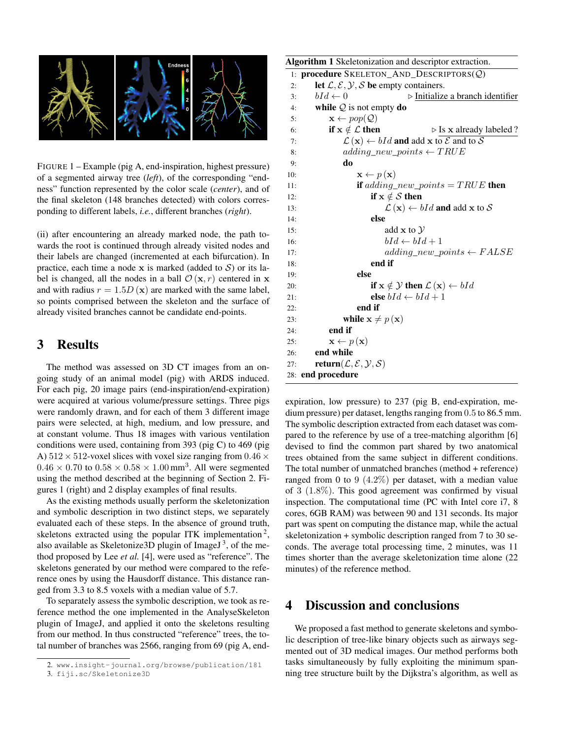FIGURE 1 – Example (pig A, end-inspiration, highest pressure) of a segmented airway tree (*left*), of the corresponding "endness" function represented by the color scale (*center*), and of the final skeleton (148 branches detected) with colors corresponding to different labels, *i.e.*, different branches (*right*).

(ii) after encountering an already marked node, the path towards the root is continued through already visited nodes and their labels are changed (incremented at each bifurcation). In practice, each time a node $\mathbf{x}$ is marked (added to $\mathcal{S}$) or its label is changed, all the nodes in a ball $\mathcal{O}(\mathbf{x}, r)$ centered in $\mathbf{x}$ and with radius $r = 1.5D(\mathbf{x})$ are marked with the same label, so points comprised between the skeleton and the surface of already visited branches cannot be candidate end-points.

**Algorithm 1** Skeletonization and descriptor extraction.

```
1:  procedure SKELETON_AND_DESCRIPTORS(Q)
2:      let L, E, Y, S be empty containers.
3:      bId ← 0                              ▷ Initialize a branch identifier
4:      while Q is not empty do
5:          x ← pop(Q)
6:          if x ∉ L then                     ▷ Is x already labeled ?
7:              L(x) ← bId and add x to E and to S
8:              adding_new_points ← TRUE
9:              do
10:                 x ← p(x)
11:                 if adding_new_points = TRUE then
12:                     if x ∉ S then
13:                         L(x) ← bId and add x to S
14:                     else
15:                         add x to Y
16:                         bId ← bId + 1
17:                         adding_new_points ← FALSE
18:                     end if
19:                 else
20:                     if x ∉ Y then L(x) ← bId
21:                     else bId ← bId + 1
22:                 end if
23:             while x ≠ p(x)
24:         end if
25:         x ← p(x)
26:     end while
27:     return(L, E, Y, S)
28: end procedure
```

## 3 Results

The method was assessed on 3D CT images from an ongoing study of an animal model (pig) with ARDS induced. For each pig, 20 image pairs (end-inspiration/end-expiration) were acquired at various volume/pressure settings. Three pigs were randomly drawn, and for each of them 3 different image pairs were selected, at high, medium, and low pressure, and at constant volume. Thus 18 images with various ventilation conditions were used, containing from 393 (pig C) to 469 (pig A) $512 \times 512$-voxel slices with voxel size ranging from $0.46 \times 0.46 \times 0.70$ to $0.58 \times 0.58 \times 1.00\,\text{mm}^3$. All were segmented using the method described at the beginning of Section 2. Figures 1 (right) and 2 display examples of final results.

As the existing methods usually perform the skeletonization and symbolic description in two distinct steps, we separately evaluated each of these steps. In the absence of ground truth, skeletons extracted using the popular ITK implementation [2], also available as Skeletonize3D plugin of ImageJ [3], of the method proposed by Lee *et al.* [4], were used as "reference". The skeletons generated by our method were compared to the reference ones by using the Hausdorff distance. This distance ranged from 3.3 to 8.5 voxels with a median value of 5.7.

To separately assess the symbolic description, we took as reference method the one implemented in the AnalyseSkeleton plugin of ImageJ, and applied it onto the skeletons resulting from our method. In thus constructed "reference" trees, the total number of branches was 2566, ranging from 69 (pig A, end-expiration, low pressure) to 237 (pig B, end-expiration, medium pressure) per dataset, lengths ranging from 0.5 to 86.5 mm. The symbolic description extracted from each dataset was compared to the reference by use of a tree-matching algorithm [6] devised to find the common part shared by two anatomical trees obtained from the same subject in different conditions. The total number of unmatched branches (method + reference) ranged from 0 to 9 (4.2%) per dataset, with a median value of 3 (1.8%). This good agreement was confirmed by visual inspection. The computational time (PC with Intel core i7, 8 cores, 6GB RAM) was between 90 and 131 seconds. Its major part was spent on computing the distance map, while the actual skeletonization + symbolic description ranged from 7 to 30 seconds. The average total processing time, 2 minutes, was 11 times shorter than the average skeletonization time alone (22 minutes) of the reference method.

## 4 Discussion and conclusions

We proposed a fast method to generate skeletons and symbolic description of tree-like binary objects such as airways segmented out of 3D medical images. Our method performs both tasks simultaneously by fully exploiting the minimum spanning tree structure built by the Dijkstra's algorithm, as well as

2. www.insight-journal.org/browse/publication/181
3. fiji.sc/Skeletonize3D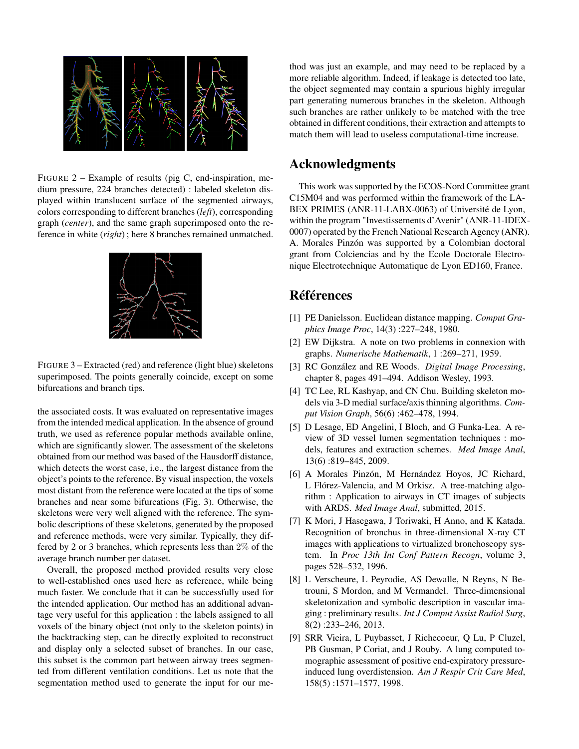FIGURE 2 – Example of results (pig C, end-inspiration, medium pressure, 224 branches detected) : labeled skeleton displayed within translucent surface of the segmented airways, colors corresponding to different branches (*left*), corresponding graph (*center*), and the same graph superimposed onto the reference in white (*right*) ; here 8 branches remained unmatched.

FIGURE 3 – Extracted (red) and reference (light blue) skeletons superimposed. The points generally coincide, except on some bifurcations and branch tips.

the associated costs. It was evaluated on representative images from the intended medical application. In the absence of ground truth, we used as reference popular methods available online, which are significantly slower. The assessment of the skeletons obtained from our method was based of the Hausdorff distance, which detects the worst case, i.e., the largest distance from the object's points to the reference. By visual inspection, the voxels most distant from the reference were located at the tips of some branches and near some bifurcations (Fig. 3). Otherwise, the skeletons were very well aligned with the reference. The symbolic descriptions of these skeletons, generated by the proposed and reference methods, were very similar. Typically, they differed by 2 or 3 branches, which represents less than 2% of the average branch number per dataset.

Overall, the proposed method provided results very close to well-established ones used here as reference, while being much faster. We conclude that it can be successfully used for the intended application. Our method has an additional advantage very useful for this application : the labels assigned to all voxels of the binary object (not only to the skeleton points) in the backtracking step, can be directly exploited to reconstruct and display only a selected subset of branches. In our case, this subset is the common part between airway trees segmented from different ventilation conditions. Let us note that the segmentation method used to generate the input for our method was just an example, and may need to be replaced by a more reliable algorithm. Indeed, if leakage is detected too late, the object segmented may contain a spurious highly irregular part generating numerous branches in the skeleton. Although such branches are rather unlikely to be matched with the tree obtained in different conditions, their extraction and attempts to match them will lead to useless computational-time increase.

## Acknowledgments

This work was supported by the ECOS-Nord Committee grant C15M04 and was performed within the framework of the LABEX PRIMES (ANR-11-LABX-0063) of Université de Lyon, within the program "Investissements d'Avenir" (ANR-11-IDEX-0007) operated by the French National Research Agency (ANR). A. Morales Pinzón was supported by a Colombian doctoral grant from Colciencias and by the Ecole Doctorale Electronique Electrotechnique Automatique de Lyon ED160, France.

## Références

[1] PE Danielsson. Euclidean distance mapping. *Comput Graphics Image Proc*, 14(3) :227–248, 1980.

[2] EW Dijkstra. A note on two problems in connexion with graphs. *Numerische Mathematik*, 1 :269–271, 1959.

[3] RC González and RE Woods. *Digital Image Processing*, chapter 8, pages 491–494. Addison Wesley, 1993.

[4] TC Lee, RL Kashyap, and CN Chu. Building skeleton models via 3-D medial surface/axis thinning algorithms. *Comput Vision Graph*, 56(6) :462–478, 1994.

[5] D Lesage, ED Angelini, I Bloch, and G Funka-Lea. A review of 3D vessel lumen segmentation techniques : models, features and extraction schemes. *Med Image Anal*, 13(6) :819–845, 2009.

[6] A Morales Pinzón, M Hernández Hoyos, JC Richard, L Flórez-Valencia, and M Orkisz. A tree-matching algorithm : Application to airways in CT images of subjects with ARDS. *Med Image Anal*, submitted, 2015.

[7] K Mori, J Hasegawa, J Toriwaki, H Anno, and K Katada. Recognition of bronchus in three-dimensional X-ray CT images with applications to virtualized bronchoscopy system. In *Proc 13th Int Conf Pattern Recogn*, volume 3, pages 528–532, 1996.

[8] L Verscheure, L Peyrodie, AS Dewalle, N Reyns, N Betrouni, S Mordon, and M Vermandel. Three-dimensional skeletonization and symbolic description in vascular imaging : preliminary results. *Int J Comput Assist Radiol Surg*, 8(2) :233–246, 2013.

[9] SRR Vieira, L Puybasset, J Richecoeur, Q Lu, P Cluzel, PB Gusman, P Coriat, and J Rouby. A lung computed tomographic assessment of positive end-expiratory pressure-induced lung overdistension. *Am J Respir Crit Care Med*, 158(5) :1571–1577, 1998.